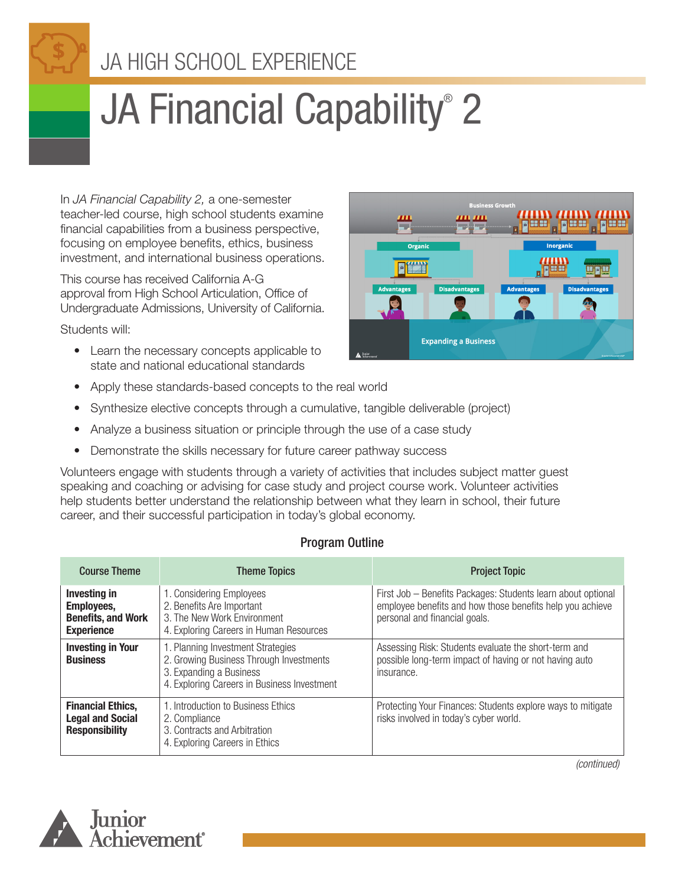# JA HIGH SCHOOL EXPERIENCE

# JA Financial Capability® 2

In *JA Financial Capability 2,* a one-semester teacher-led course, high school students examine financial capabilities from a business perspective, focusing on employee benefits, ethics, business investment, and international business operations.

This course has received California A-G approval from High School Articulation, Office of Undergraduate Admissions, University of California.

Students will:

- Learn the necessary concepts applicable to state and national educational standards
- Apply these standards-based concepts to the real world
- Synthesize elective concepts through a cumulative, tangible deliverable (project)
- Analyze a business situation or principle through the use of a case study
- Demonstrate the skills necessary for future career pathway success

Volunteers engage with students through a variety of activities that includes subject matter guest speaking and coaching or advising for case study and project course work. Volunteer activities help students better understand the relationship between what they learn in school, their future career, and their successful participation in today's global economy.

## Program Outline

| Course Theme | Theme Topics | Project Topic |
| --- | --- | --- |
| **Investing in Employees, Benefits, and Work Experience** | 1. Considering Employees<br>2. Benefits Are Important<br>3. The New Work Environment<br>4. Exploring Careers in Human Resources | First Job – Benefits Packages: Students learn about optional employee benefits and how those benefits help you achieve personal and financial goals. |
| **Investing in Your Business** | 1. Planning Investment Strategies<br>2. Growing Business Through Investments<br>3. Expanding a Business<br>4. Exploring Careers in Business Investment | Assessing Risk: Students evaluate the short-term and possible long-term impact of having or not having auto insurance. |
| **Financial Ethics, Legal and Social Responsibility** | 1. Introduction to Business Ethics<br>2. Compliance<br>3. Contracts and Arbitration<br>4. Exploring Careers in Ethics | Protecting Your Finances: Students explore ways to mitigate risks involved in today's cyber world. |

*(continued)*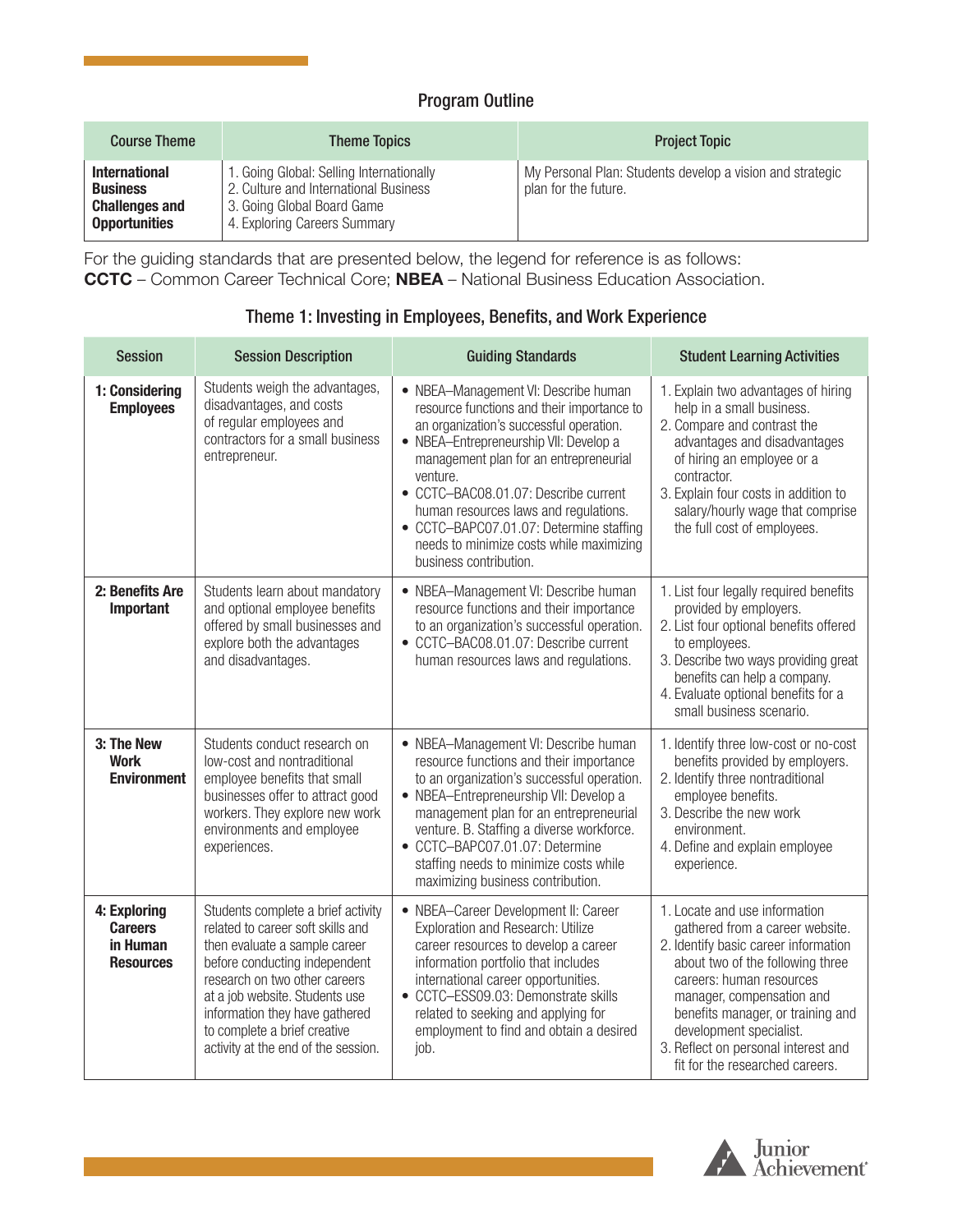## Program Outline

| Course Theme | Theme Topics | Project Topic |
|---|---|---|
| **International Business Challenges and Opportunities** | 1. Going Global: Selling Internationally<br>2. Culture and International Business<br>3. Going Global Board Game<br>4. Exploring Careers Summary | My Personal Plan: Students develop a vision and strategic plan for the future. |

For the guiding standards that are presented below, the legend for reference is as follows:
**CCTC** – Common Career Technical Core; **NBEA** – National Business Education Association.

### Theme 1: Investing in Employees, Benefits, and Work Experience

| Session | Session Description | Guiding Standards | Student Learning Activities |
|---|---|---|---|
| **1: Considering Employees** | Students weigh the advantages, disadvantages, and costs of regular employees and contractors for a small business entrepreneur. | • NBEA–Management VI: Describe human resource functions and their importance to an organization's successful operation.<br>• NBEA–Entrepreneurship VII: Develop a management plan for an entrepreneurial venture.<br>• CCTC–BAC08.01.07: Describe current human resources laws and regulations.<br>• CCTC–BAPC07.01.07: Determine staffing needs to minimize costs while maximizing business contribution. | 1. Explain two advantages of hiring help in a small business.<br>2. Compare and contrast the advantages and disadvantages of hiring an employee or a contractor.<br>3. Explain four costs in addition to salary/hourly wage that comprise the full cost of employees. |
| **2: Benefits Are Important** | Students learn about mandatory and optional employee benefits offered by small businesses and explore both the advantages and disadvantages. | • NBEA–Management VI: Describe human resource functions and their importance to an organization's successful operation.<br>• CCTC–BAC08.01.07: Describe current human resources laws and regulations. | 1. List four legally required benefits provided by employers.<br>2. List four optional benefits offered to employees.<br>3. Describe two ways providing great benefits can help a company.<br>4. Evaluate optional benefits for a small business scenario. |
| **3: The New Work Environment** | Students conduct research on low-cost and nontraditional employee benefits that small businesses offer to attract good workers. They explore new work environments and employee experiences. | • NBEA–Management VI: Describe human resource functions and their importance to an organization's successful operation.<br>• NBEA–Entrepreneurship VII: Develop a management plan for an entrepreneurial venture. B. Staffing a diverse workforce.<br>• CCTC–BAPC07.01.07: Determine staffing needs to minimize costs while maximizing business contribution. | 1. Identify three low-cost or no-cost benefits provided by employers.<br>2. Identify three nontraditional employee benefits.<br>3. Describe the new work environment.<br>4. Define and explain employee experience. |
| **4: Exploring Careers in Human Resources** | Students complete a brief activity related to career soft skills and then evaluate a sample career before conducting independent research on two other careers at a job website. Students use information they have gathered to complete a brief creative activity at the end of the session. | • NBEA–Career Development II: Career Exploration and Research: Utilize career resources to develop a career information portfolio that includes international career opportunities.<br>• CCTC–ESS09.03: Demonstrate skills related to seeking and applying for employment to find and obtain a desired job. | 1. Locate and use information gathered from a career website.<br>2. Identify basic career information about two of the following three careers: human resources manager, compensation and benefits manager, or training and development specialist.<br>3. Reflect on personal interest and fit for the researched careers. |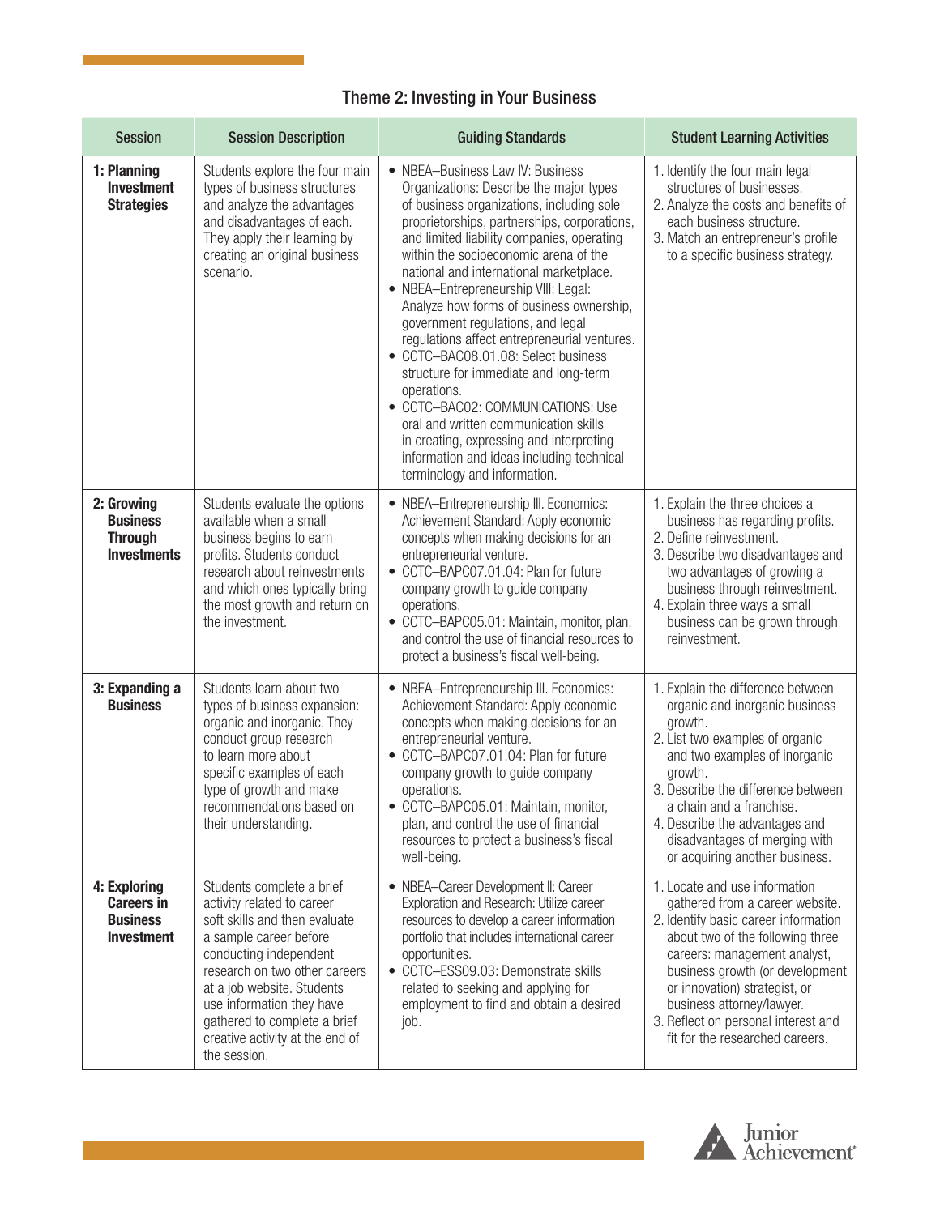## Theme 2: Investing in Your Business

| Session | Session Description | Guiding Standards | Student Learning Activities |
|---|---|---|---|
| **1: Planning Investment Strategies** | Students explore the four main types of business structures and analyze the advantages and disadvantages of each. They apply their learning by creating an original business scenario. | • NBEA–Business Law IV: Business Organizations: Describe the major types of business organizations, including sole proprietorships, partnerships, corporations, and limited liability companies, operating within the socioeconomic arena of the national and international marketplace.<br>• NBEA–Entrepreneurship VIII: Legal: Analyze how forms of business ownership, government regulations, and legal regulations affect entrepreneurial ventures.<br>• CCTC–BAC08.01.08: Select business structure for immediate and long-term operations.<br>• CCTC–BAC02: COMMUNICATIONS: Use oral and written communication skills in creating, expressing and interpreting information and ideas including technical terminology and information. | 1. Identify the four main legal structures of businesses.<br>2. Analyze the costs and benefits of each business structure.<br>3. Match an entrepreneur's profile to a specific business strategy. |
| **2: Growing Business Through Investments** | Students evaluate the options available when a small business begins to earn profits. Students conduct research about reinvestments and which ones typically bring the most growth and return on the investment. | • NBEA–Entrepreneurship III. Economics: Achievement Standard: Apply economic concepts when making decisions for an entrepreneurial venture.<br>• CCTC–BAPC07.01.04: Plan for future company growth to guide company operations.<br>• CCTC–BAPC05.01: Maintain, monitor, plan, and control the use of financial resources to protect a business's fiscal well-being. | 1. Explain the three choices a business has regarding profits.<br>2. Define reinvestment.<br>3. Describe two disadvantages and two advantages of growing a business through reinvestment.<br>4. Explain three ways a small business can be grown through reinvestment. |
| **3: Expanding a Business** | Students learn about two types of business expansion: organic and inorganic. They conduct group research to learn more about specific examples of each type of growth and make recommendations based on their understanding. | • NBEA–Entrepreneurship III. Economics: Achievement Standard: Apply economic concepts when making decisions for an entrepreneurial venture.<br>• CCTC–BAPC07.01.04: Plan for future company growth to guide company operations.<br>• CCTC–BAPC05.01: Maintain, monitor, plan, and control the use of financial resources to protect a business's fiscal well-being. | 1. Explain the difference between organic and inorganic business growth.<br>2. List two examples of organic and two examples of inorganic growth.<br>3. Describe the difference between a chain and a franchise.<br>4. Describe the advantages and disadvantages of merging with or acquiring another business. |
| **4: Exploring Careers in Business Investment** | Students complete a brief activity related to career soft skills and then evaluate a sample career before conducting independent research on two other careers at a job website. Students use information they have gathered to complete a brief creative activity at the end of the session. | • NBEA–Career Development II: Career Exploration and Research: Utilize career resources to develop a career information portfolio that includes international career opportunities.<br>• CCTC–ESS09.03: Demonstrate skills related to seeking and applying for employment to find and obtain a desired job. | 1. Locate and use information gathered from a career website.<br>2. Identify basic career information about two of the following three careers: management analyst, business growth (or development or innovation) strategist, or business attorney/lawyer.<br>3. Reflect on personal interest and fit for the researched careers. |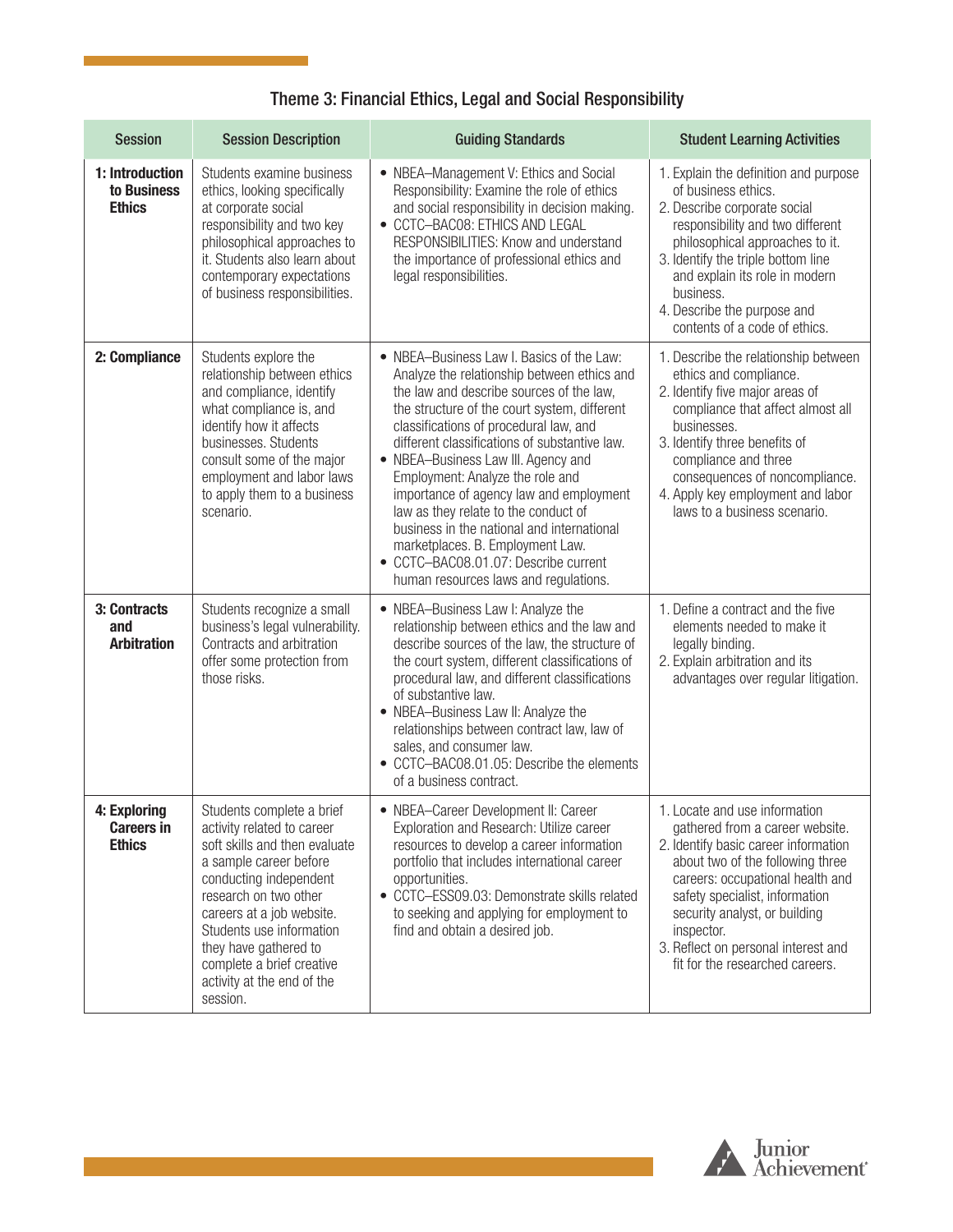## Theme 3: Financial Ethics, Legal and Social Responsibility

| Session | Session Description | Guiding Standards | Student Learning Activities |
|---|---|---|---|
| **1: Introduction to Business Ethics** | Students examine business ethics, looking specifically at corporate social responsibility and two key philosophical approaches to it. Students also learn about contemporary expectations of business responsibilities. | • NBEA–Management V: Ethics and Social Responsibility: Examine the role of ethics and social responsibility in decision making.<br>• CCTC–BAC08: ETHICS AND LEGAL RESPONSIBILITIES: Know and understand the importance of professional ethics and legal responsibilities. | 1. Explain the definition and purpose of business ethics.<br>2. Describe corporate social responsibility and two different philosophical approaches to it.<br>3. Identify the triple bottom line and explain its role in modern business.<br>4. Describe the purpose and contents of a code of ethics. |
| **2: Compliance** | Students explore the relationship between ethics and compliance, identify what compliance is, and identify how it affects businesses. Students consult some of the major employment and labor laws to apply them to a business scenario. | • NBEA–Business Law I. Basics of the Law: Analyze the relationship between ethics and the law and describe sources of the law, the structure of the court system, different classifications of procedural law, and different classifications of substantive law.<br>• NBEA–Business Law III. Agency and Employment: Analyze the role and importance of agency law and employment law as they relate to the conduct of business in the national and international marketplaces. B. Employment Law.<br>• CCTC–BAC08.01.07: Describe current human resources laws and regulations. | 1. Describe the relationship between ethics and compliance.<br>2. Identify five major areas of compliance that affect almost all businesses.<br>3. Identify three benefits of compliance and three consequences of noncompliance.<br>4. Apply key employment and labor laws to a business scenario. |
| **3: Contracts and Arbitration** | Students recognize a small business's legal vulnerability. Contracts and arbitration offer some protection from those risks. | • NBEA–Business Law I: Analyze the relationship between ethics and the law and describe sources of the law, the structure of the court system, different classifications of procedural law, and different classifications of substantive law.<br>• NBEA–Business Law II: Analyze the relationships between contract law, law of sales, and consumer law.<br>• CCTC–BAC08.01.05: Describe the elements of a business contract. | 1. Define a contract and the five elements needed to make it legally binding.<br>2. Explain arbitration and its advantages over regular litigation. |
| **4: Exploring Careers in Ethics** | Students complete a brief activity related to career soft skills and then evaluate a sample career before conducting independent research on two other careers at a job website. Students use information they have gathered to complete a brief creative activity at the end of the session. | • NBEA–Career Development II: Career Exploration and Research: Utilize career resources to develop a career information portfolio that includes international career opportunities.<br>• CCTC–ESS09.03: Demonstrate skills related to seeking and applying for employment to find and obtain a desired job. | 1. Locate and use information gathered from a career website.<br>2. Identify basic career information about two of the following three careers: occupational health and safety specialist, information security analyst, or building inspector.<br>3. Reflect on personal interest and fit for the researched careers. |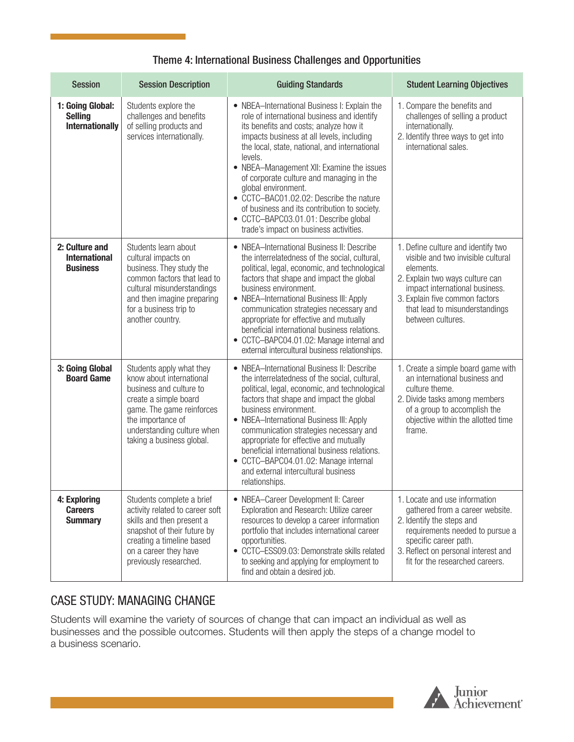## Theme 4: International Business Challenges and Opportunities

| Session | Session Description | Guiding Standards | Student Learning Objectives |
|---|---|---|---|
| **1: Going Global: Selling Internationally** | Students explore the challenges and benefits of selling products and services internationally. | • NBEA–International Business I: Explain the role of international business and identify its benefits and costs; analyze how it impacts business at all levels, including the local, state, national, and international levels.<br>• NBEA–Management XII: Examine the issues of corporate culture and managing in the global environment.<br>• CCTC–BAC01.02.02: Describe the nature of business and its contribution to society.<br>• CCTC–BAPC03.01.01: Describe global trade's impact on business activities. | 1. Compare the benefits and challenges of selling a product internationally.<br>2. Identify three ways to get into international sales. |
| **2: Culture and International Business** | Students learn about cultural impacts on business. They study the common factors that lead to cultural misunderstandings and then imagine preparing for a business trip to another country. | • NBEA–International Business II: Describe the interrelatedness of the social, cultural, political, legal, economic, and technological factors that shape and impact the global business environment.<br>• NBEA–International Business III: Apply communication strategies necessary and appropriate for effective and mutually beneficial international business relations.<br>• CCTC–BAPC04.01.02: Manage internal and external intercultural business relationships. | 1. Define culture and identify two visible and two invisible cultural elements.<br>2. Explain two ways culture can impact international business.<br>3. Explain five common factors that lead to misunderstandings between cultures. |
| **3: Going Global Board Game** | Students apply what they know about international business and culture to create a simple board game. The game reinforces the importance of understanding culture when taking a business global. | • NBEA–International Business II: Describe the interrelatedness of the social, cultural, political, legal, economic, and technological factors that shape and impact the global business environment.<br>• NBEA–International Business III: Apply communication strategies necessary and appropriate for effective and mutually beneficial international business relations.<br>• CCTC–BAPC04.01.02: Manage internal and external intercultural business relationships. | 1. Create a simple board game with an international business and culture theme.<br>2. Divide tasks among members of a group to accomplish the objective within the allotted time frame. |
| **4: Exploring Careers Summary** | Students complete a brief activity related to career soft skills and then present a snapshot of their future by creating a timeline based on a career they have previously researched. | • NBEA–Career Development II: Career Exploration and Research: Utilize career resources to develop a career information portfolio that includes international career opportunities.<br>• CCTC–ESS09.03: Demonstrate skills related to seeking and applying for employment to find and obtain a desired job. | 1. Locate and use information gathered from a career website.<br>2. Identify the steps and requirements needed to pursue a specific career path.<br>3. Reflect on personal interest and fit for the researched careers. |

## CASE STUDY: MANAGING CHANGE

Students will examine the variety of sources of change that can impact an individual as well as businesses and the possible outcomes. Students will then apply the steps of a change model to a business scenario.